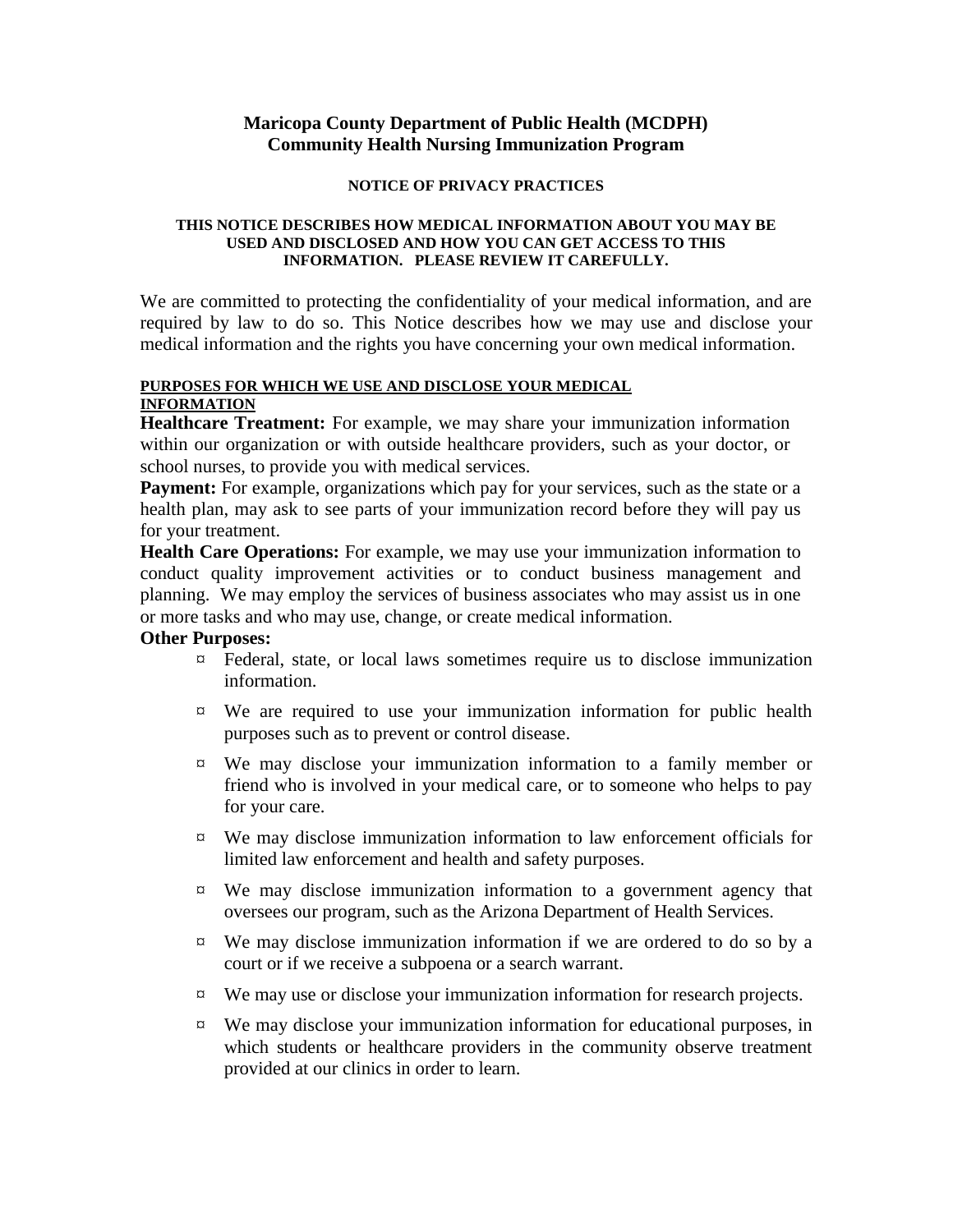# Maricopa County Department of Public Health (MCDPH)
# Community Health Nursing Immunization Program

## NOTICE OF PRIVACY PRACTICES

**THIS NOTICE DESCRIBES HOW MEDICAL INFORMATION ABOUT YOU MAY BE USED AND DISCLOSED AND HOW YOU CAN GET ACCESS TO THIS INFORMATION. PLEASE REVIEW IT CAREFULLY.**

We are committed to protecting the confidentiality of your medical information, and are required by law to do so. This Notice describes how we may use and disclose your medical information and the rights you have concerning your own medical information.

### PURPOSES FOR WHICH WE USE AND DISCLOSE YOUR MEDICAL INFORMATION

**Healthcare Treatment:** For example, we may share your immunization information within our organization or with outside healthcare providers, such as your doctor, or school nurses, to provide you with medical services.

**Payment:** For example, organizations which pay for your services, such as the state or a health plan, may ask to see parts of your immunization record before they will pay us for your treatment.

**Health Care Operations:** For example, we may use your immunization information to conduct quality improvement activities or to conduct business management and planning. We may employ the services of business associates who may assist us in one or more tasks and who may use, change, or create medical information.

**Other Purposes:**

- Federal, state, or local laws sometimes require us to disclose immunization information.
- We are required to use your immunization information for public health purposes such as to prevent or control disease.
- We may disclose your immunization information to a family member or friend who is involved in your medical care, or to someone who helps to pay for your care.
- We may disclose immunization information to law enforcement officials for limited law enforcement and health and safety purposes.
- We may disclose immunization information to a government agency that oversees our program, such as the Arizona Department of Health Services.
- We may disclose immunization information if we are ordered to do so by a court or if we receive a subpoena or a search warrant.
- We may use or disclose your immunization information for research projects.
- We may disclose your immunization information for educational purposes, in which students or healthcare providers in the community observe treatment provided at our clinics in order to learn.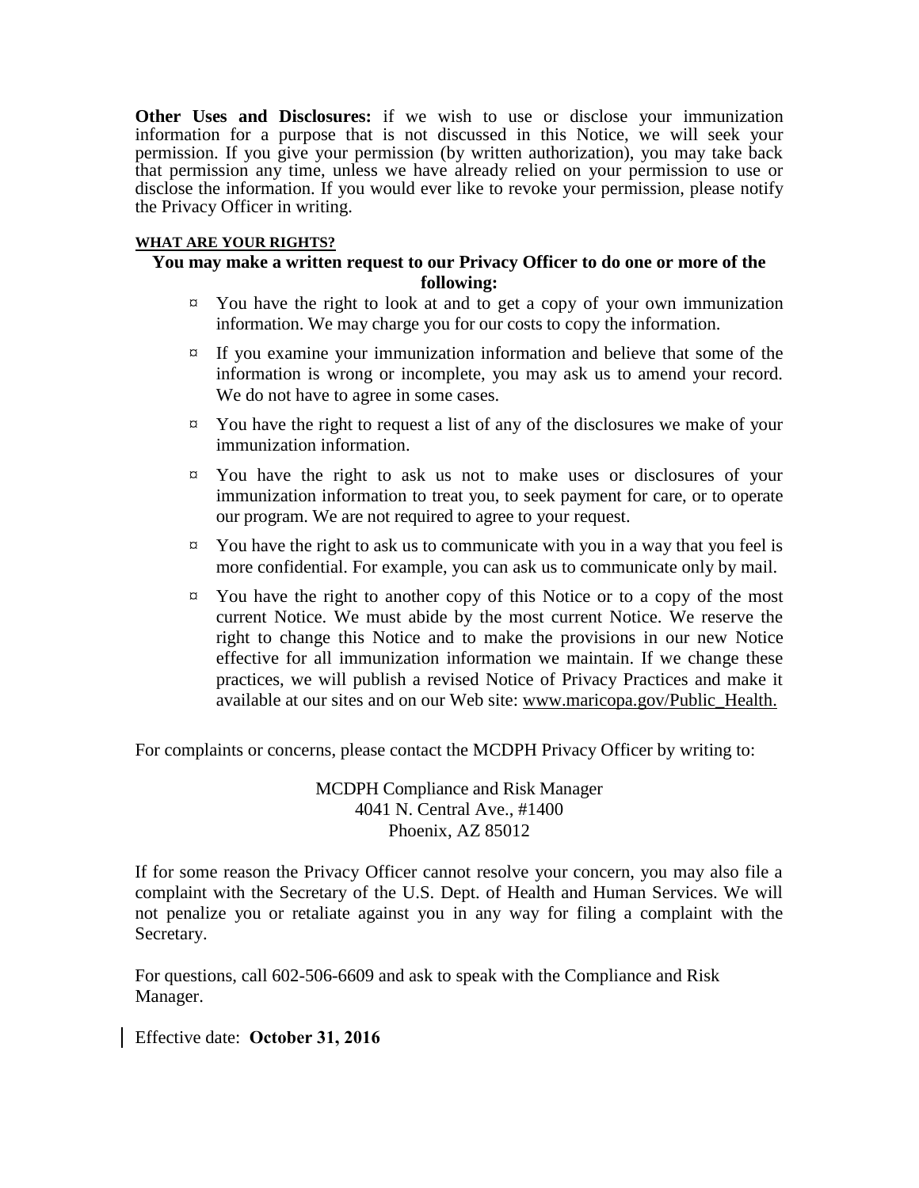**Other Uses and Disclosures:** if we wish to use or disclose your immunization information for a purpose that is not discussed in this Notice, we will seek your permission. If you give your permission (by written authorization), you may take back that permission any time, unless we have already relied on your permission to use or disclose the information. If you would ever like to revoke your permission, please notify the Privacy Officer in writing.

**WHAT ARE YOUR RIGHTS?**

**You may make a written request to our Privacy Officer to do one or more of the following:**

- You have the right to look at and to get a copy of your own immunization information. We may charge you for our costs to copy the information.
- If you examine your immunization information and believe that some of the information is wrong or incomplete, you may ask us to amend your record. We do not have to agree in some cases.
- You have the right to request a list of any of the disclosures we make of your immunization information.
- You have the right to ask us not to make uses or disclosures of your immunization information to treat you, to seek payment for care, or to operate our program. We are not required to agree to your request.
- You have the right to ask us to communicate with you in a way that you feel is more confidential. For example, you can ask us to communicate only by mail.
- You have the right to another copy of this Notice or to a copy of the most current Notice. We must abide by the most current Notice. We reserve the right to change this Notice and to make the provisions in our new Notice effective for all immunization information we maintain. If we change these practices, we will publish a revised Notice of Privacy Practices and make it available at our sites and on our Web site: www.maricopa.gov/Public_Health.

For complaints or concerns, please contact the MCDPH Privacy Officer by writing to:

MCDPH Compliance and Risk Manager
4041 N. Central Ave., #1400
Phoenix, AZ 85012

If for some reason the Privacy Officer cannot resolve your concern, you may also file a complaint with the Secretary of the U.S. Dept. of Health and Human Services. We will not penalize you or retaliate against you in any way for filing a complaint with the Secretary.

For questions, call 602-506-6609 and ask to speak with the Compliance and Risk Manager.

Effective date: **October 31, 2016**